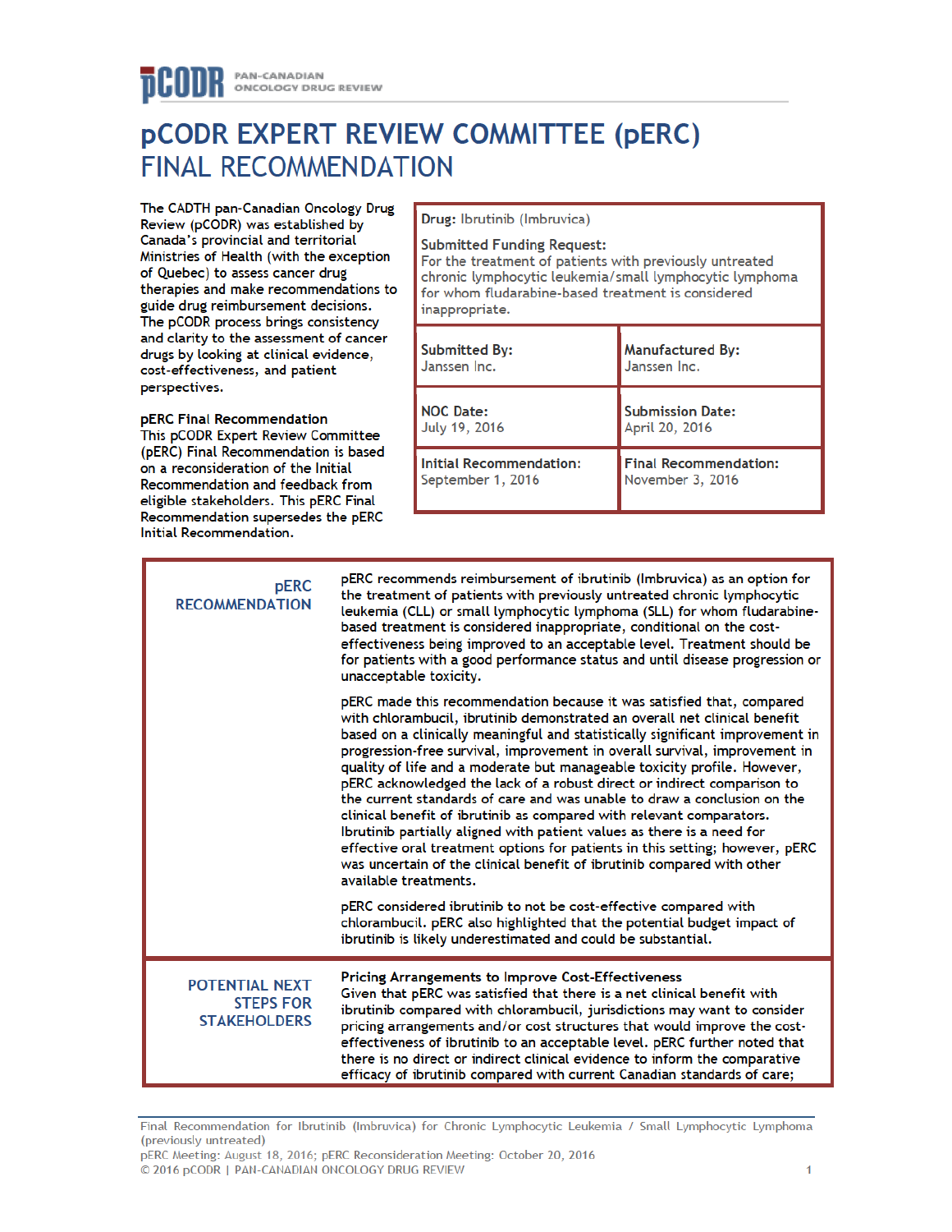# pCODR EXPERT REVIEW COMMITTEE (pERC) FINAL RECOMMENDATION

The CADTH pan-Canadian Oncology Drug Review (pCODR) was established by Canada's provincial and territorial Ministries of Health (with the exception of Quebec) to assess cancer drug therapies and make recommendations to guide drug reimbursement decisions. The pCODR process brings consistency and clarity to the assessment of cancer drugs by looking at clinical evidence, cost-effectiveness, and patient perspectives.

**pERC Final Recommendation**
This pCODR Expert Review Committee (pERC) Final Recommendation is based on a reconsideration of the Initial Recommendation and feedback from eligible stakeholders. This pERC Final Recommendation supersedes the pERC Initial Recommendation.

| | |
|---|---|
| **Drug:** Ibrutinib (Imbruvica) | |
| **Submitted Funding Request:** For the treatment of patients with previously untreated chronic lymphocytic leukemia/small lymphocytic lymphoma for whom fludarabine-based treatment is considered inappropriate. | |
| **Submitted By:** Janssen Inc. | **Manufactured By:** Janssen Inc. |
| **NOC Date:** July 19, 2016 | **Submission Date:** April 20, 2016 |
| **Initial Recommendation:** September 1, 2016 | **Final Recommendation:** November 3, 2016 |

## pERC RECOMMENDATION

pERC recommends reimbursement of ibrutinib (Imbruvica) as an option for the treatment of patients with previously untreated chronic lymphocytic leukemia (CLL) or small lymphocytic lymphoma (SLL) for whom fludarabine-based treatment is considered inappropriate, conditional on the cost-effectiveness being improved to an acceptable level. Treatment should be for patients with a good performance status and until disease progression or unacceptable toxicity.

pERC made this recommendation because it was satisfied that, compared with chlorambucil, ibrutinib demonstrated an overall net clinical benefit based on a clinically meaningful and statistically significant improvement in progression-free survival, improvement in overall survival, improvement in quality of life and a moderate but manageable toxicity profile. However, pERC acknowledged the lack of a robust direct or indirect comparison to the current standards of care and was unable to draw a conclusion on the clinical benefit of ibrutinib as compared with relevant comparators. Ibrutinib partially aligned with patient values as there is a need for effective oral treatment options for patients in this setting; however, pERC was uncertain of the clinical benefit of ibrutinib compared with other available treatments.

pERC considered ibrutinib to not be cost-effective compared with chlorambucil. pERC also highlighted that the potential budget impact of ibrutinib is likely underestimated and could be substantial.

## POTENTIAL NEXT STEPS FOR STAKEHOLDERS

**Pricing Arrangements to Improve Cost-Effectiveness**
Given that pERC was satisfied that there is a net clinical benefit with ibrutinib compared with chlorambucil, jurisdictions may want to consider pricing arrangements and/or cost structures that would improve the cost-effectiveness of ibrutinib to an acceptable level. pERC further noted that there is no direct or indirect clinical evidence to inform the comparative efficacy of ibrutinib compared with current Canadian standards of care;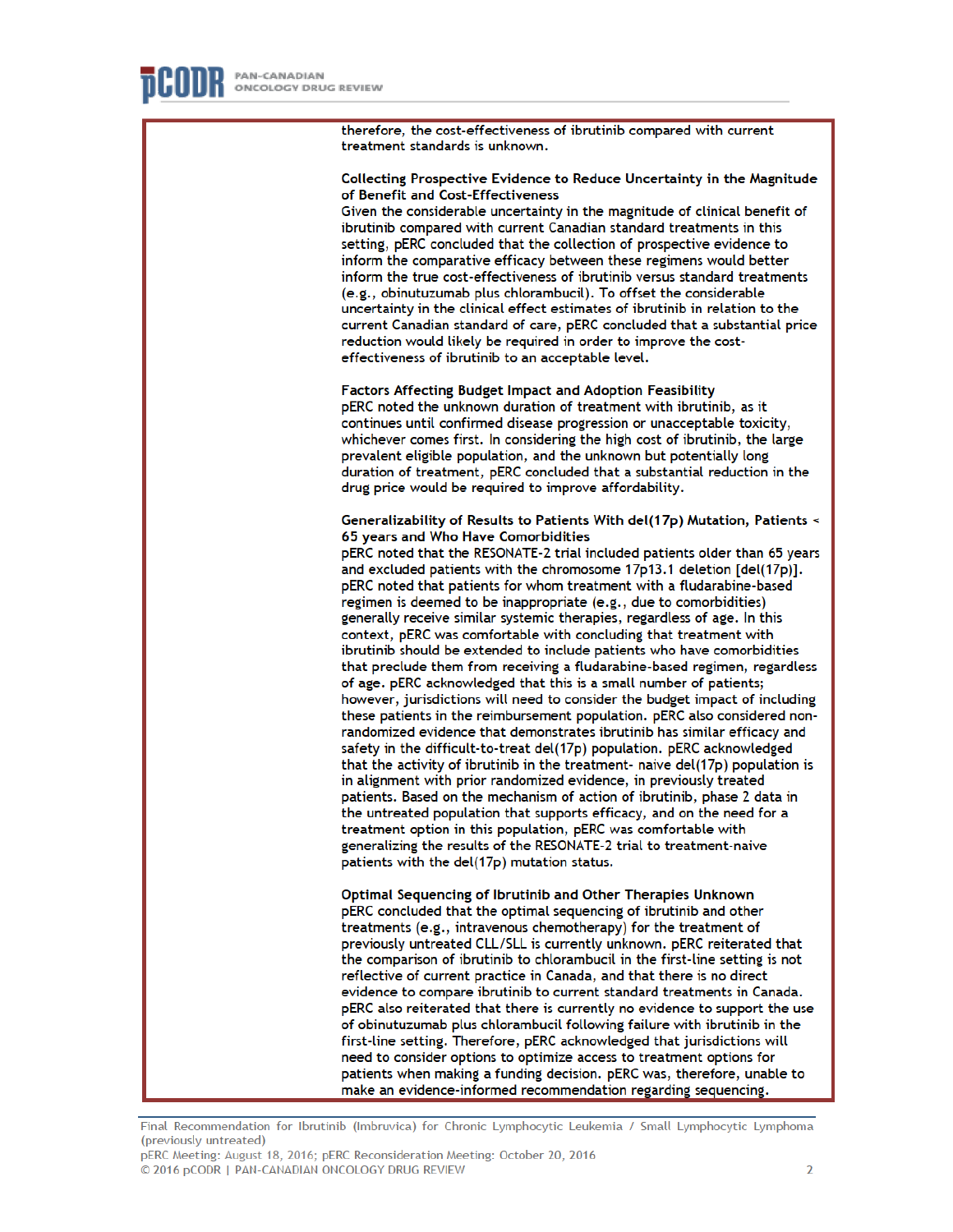therefore, the cost-effectiveness of ibrutinib compared with current treatment standards is unknown.

**Collecting Prospective Evidence to Reduce Uncertainty in the Magnitude of Benefit and Cost-Effectiveness**
Given the considerable uncertainty in the magnitude of clinical benefit of ibrutinib compared with current Canadian standard treatments in this setting, pERC concluded that the collection of prospective evidence to inform the comparative efficacy between these regimens would better inform the true cost-effectiveness of ibrutinib versus standard treatments (e.g., obinutuzumab plus chlorambucil). To offset the considerable uncertainty in the clinical effect estimates of ibrutinib in relation to the current Canadian standard of care, pERC concluded that a substantial price reduction would likely be required in order to improve the cost-effectiveness of ibrutinib to an acceptable level.

**Factors Affecting Budget Impact and Adoption Feasibility**
pERC noted the unknown duration of treatment with ibrutinib, as it continues until confirmed disease progression or unacceptable toxicity, whichever comes first. In considering the high cost of ibrutinib, the large prevalent eligible population, and the unknown but potentially long duration of treatment, pERC concluded that a substantial reduction in the drug price would be required to improve affordability.

**Generalizability of Results to Patients With del(17p) Mutation, Patients < 65 years and Who Have Comorbidities**
pERC noted that the RESONATE-2 trial included patients older than 65 years and excluded patients with the chromosome 17p13.1 deletion [del(17p)]. pERC noted that patients for whom treatment with a fludarabine-based regimen is deemed to be inappropriate (e.g., due to comorbidities) generally receive similar systemic therapies, regardless of age. In this context, pERC was comfortable with concluding that treatment with ibrutinib should be extended to include patients who have comorbidities that preclude them from receiving a fludarabine-based regimen, regardless of age. pERC acknowledged that this is a small number of patients; however, jurisdictions will need to consider the budget impact of including these patients in the reimbursement population. pERC also considered non-randomized evidence that demonstrates ibrutinib has similar efficacy and safety in the difficult-to-treat del(17p) population. pERC acknowledged that the activity of ibrutinib in the treatment- naive del(17p) population is in alignment with prior randomized evidence, in previously treated patients. Based on the mechanism of action of ibrutinib, phase 2 data in the untreated population that supports efficacy, and on the need for a treatment option in this population, pERC was comfortable with generalizing the results of the RESONATE-2 trial to treatment-naive patients with the del(17p) mutation status.

**Optimal Sequencing of Ibrutinib and Other Therapies Unknown**
pERC concluded that the optimal sequencing of ibrutinib and other treatments (e.g., intravenous chemotherapy) for the treatment of previously untreated CLL/SLL is currently unknown. pERC reiterated that the comparison of ibrutinib to chlorambucil in the first-line setting is not reflective of current practice in Canada, and that there is no direct evidence to compare ibrutinib to current standard treatments in Canada. pERC also reiterated that there is currently no evidence to support the use of obinutuzumab plus chlorambucil following failure with ibrutinib in the first-line setting. Therefore, pERC acknowledged that jurisdictions will need to consider options to optimize access to treatment options for patients when making a funding decision. pERC was, therefore, unable to make an evidence-informed recommendation regarding sequencing.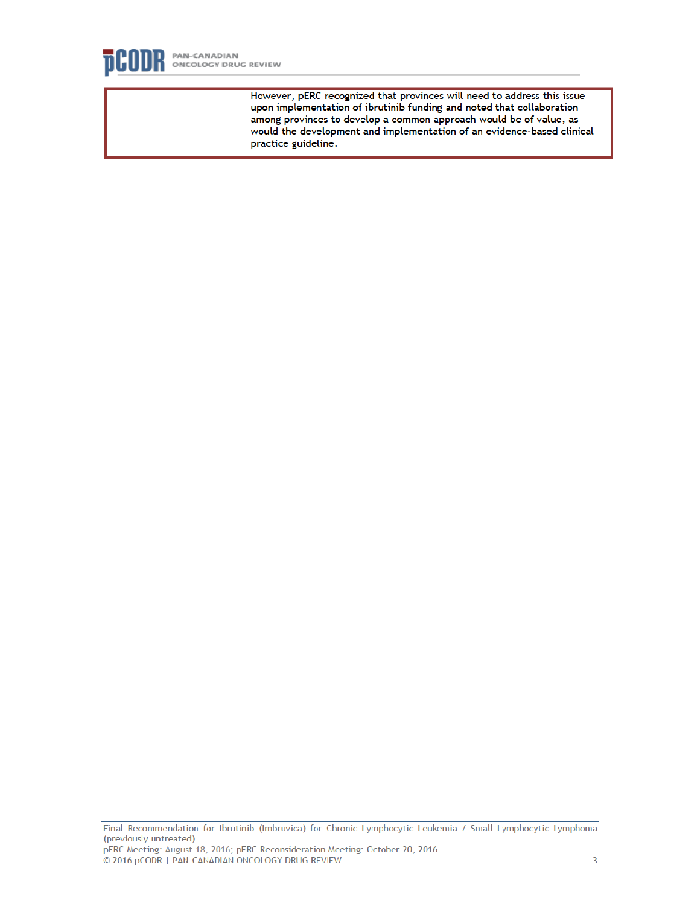| | |
|---|---|
| | However, pERC recognized that provinces will need to address this issue upon implementation of ibrutinib funding and noted that collaboration among provinces to develop a common approach would be of value, as would the development and implementation of an evidence-based clinical practice guideline. |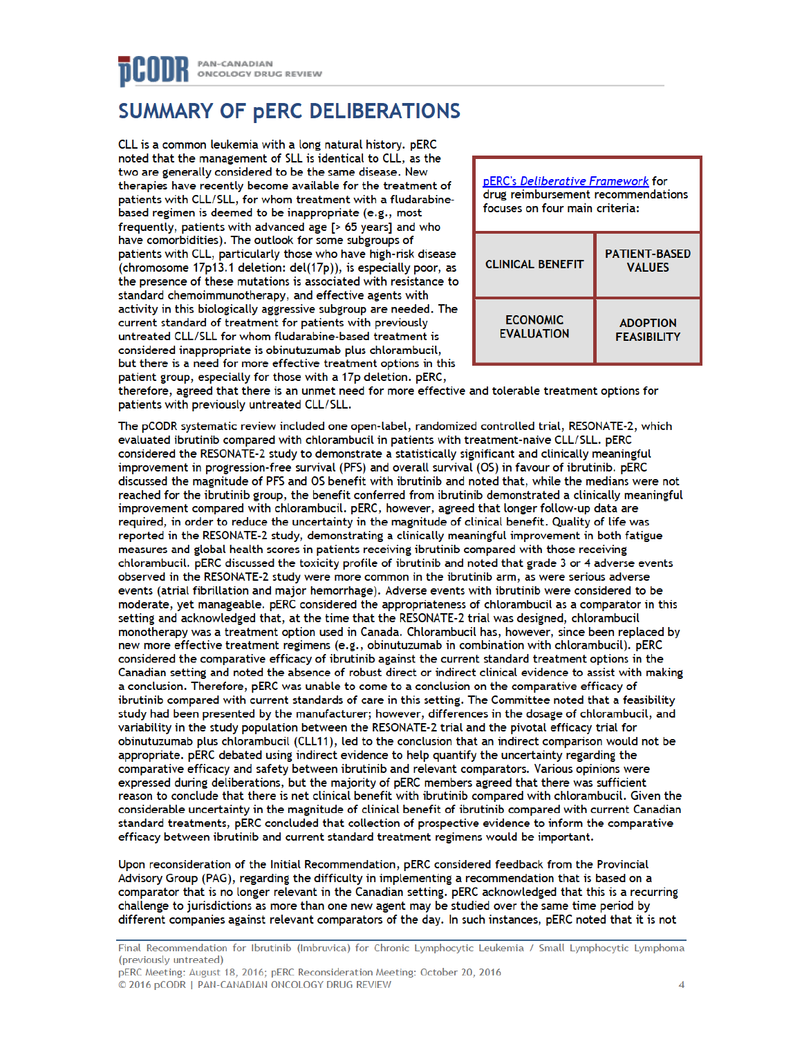# SUMMARY OF pERC DELIBERATIONS

CLL is a common leukemia with a long natural history. pERC noted that the management of SLL is identical to CLL, as the two are generally considered to be the same disease. New therapies have recently become available for the treatment of patients with CLL/SLL, for whom treatment with a fludarabine-based regimen is deemed to be inappropriate (e.g., most frequently, patients with advanced age [> 65 years] and who have comorbidities). The outlook for some subgroups of patients with CLL, particularly those who have high-risk disease (chromosome 17p13.1 deletion: del(17p)), is especially poor, as the presence of these mutations is associated with resistance to standard chemoimmunotherapy, and effective agents with activity in this biologically aggressive subgroup are needed. The current standard of treatment for patients with previously untreated CLL/SLL for whom fludarabine-based treatment is considered inappropriate is obinutuzumab plus chlorambucil, but there is a need for more effective treatment options in this patient group, especially for those with a 17p deletion. pERC, therefore, agreed that there is an unmet need for more effective and tolerable treatment options for patients with previously untreated CLL/SLL.

pERC's Deliberative Framework for drug reimbursement recommendations focuses on four main criteria:

| CLINICAL BENEFIT | PATIENT-BASED VALUES |
|---|---|
| ECONOMIC EVALUATION | ADOPTION FEASIBILITY |

The pCODR systematic review included one open-label, randomized controlled trial, RESONATE-2, which evaluated ibrutinib compared with chlorambucil in patients with treatment-naive CLL/SLL. pERC considered the RESONATE-2 study to demonstrate a statistically significant and clinically meaningful improvement in progression-free survival (PFS) and overall survival (OS) in favour of ibrutinib. pERC discussed the magnitude of PFS and OS benefit with ibrutinib and noted that, while the medians were not reached for the ibrutinib group, the benefit conferred from ibrutinib demonstrated a clinically meaningful improvement compared with chlorambucil. pERC, however, agreed that longer follow-up data are required, in order to reduce the uncertainty in the magnitude of clinical benefit. Quality of life was reported in the RESONATE-2 study, demonstrating a clinically meaningful improvement in both fatigue measures and global health scores in patients receiving ibrutinib compared with those receiving chlorambucil. pERC discussed the toxicity profile of ibrutinib and noted that grade 3 or 4 adverse events observed in the RESONATE-2 study were more common in the ibrutinib arm, as were serious adverse events (atrial fibrillation and major hemorrhage). Adverse events with ibrutinib were considered to be moderate, yet manageable. pERC considered the appropriateness of chlorambucil as a comparator in this setting and acknowledged that, at the time that the RESONATE-2 trial was designed, chlorambucil monotherapy was a treatment option used in Canada. Chlorambucil has, however, since been replaced by new more effective treatment regimens (e.g., obinutuzumab in combination with chlorambucil). pERC considered the comparative efficacy of ibrutinib against the current standard treatment options in the Canadian setting and noted the absence of robust direct or indirect clinical evidence to assist with making a conclusion. Therefore, pERC was unable to come to a conclusion on the comparative efficacy of ibrutinib compared with current standards of care in this setting. The Committee noted that a feasibility study had been presented by the manufacturer; however, differences in the dosage of chlorambucil, and variability in the study population between the RESONATE-2 trial and the pivotal efficacy trial for obinutuzumab plus chlorambucil (CLL11), led to the conclusion that an indirect comparison would not be appropriate. pERC debated using indirect evidence to help quantify the uncertainty regarding the comparative efficacy and safety between ibrutinib and relevant comparators. Various opinions were expressed during deliberations, but the majority of pERC members agreed that there was sufficient reason to conclude that there is net clinical benefit with ibrutinib compared with chlorambucil. Given the considerable uncertainty in the magnitude of clinical benefit of ibrutinib compared with current Canadian standard treatments, pERC concluded that collection of prospective evidence to inform the comparative efficacy between ibrutinib and current standard treatment regimens would be important.

Upon reconsideration of the Initial Recommendation, pERC considered feedback from the Provincial Advisory Group (PAG), regarding the difficulty in implementing a recommendation that is based on a comparator that is no longer relevant in the Canadian setting. pERC acknowledged that this is a recurring challenge to jurisdictions as more than one new agent may be studied over the same time period by different companies against relevant comparators of the day. In such instances, pERC noted that it is not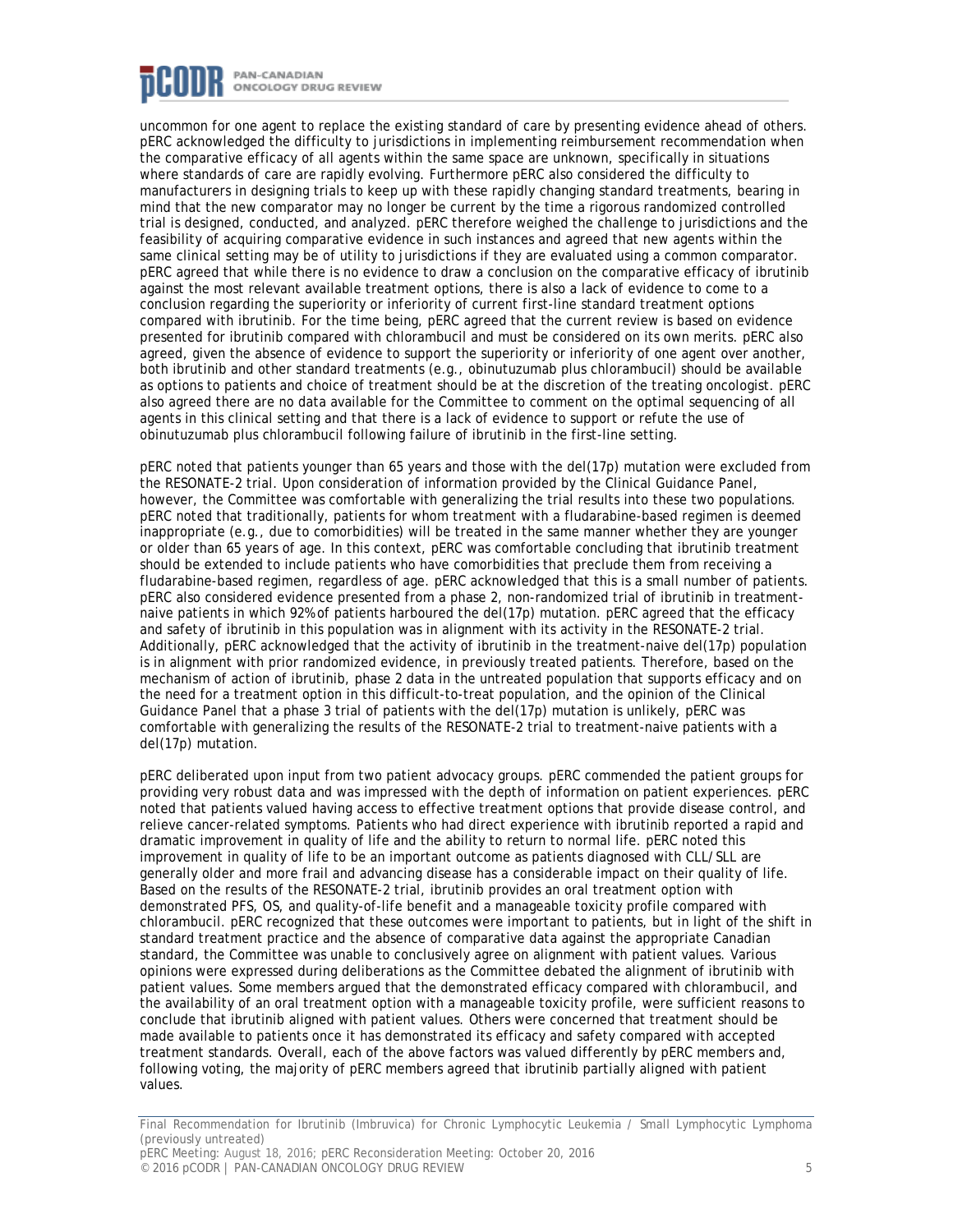uncommon for one agent to replace the existing standard of care by presenting evidence ahead of others. pERC acknowledged the difficulty to jurisdictions in implementing reimbursement recommendation when the comparative efficacy of all agents within the same space are unknown, specifically in situations where standards of care are rapidly evolving. Furthermore pERC also considered the difficulty to manufacturers in designing trials to keep up with these rapidly changing standard treatments, bearing in mind that the new comparator may no longer be current by the time a rigorous randomized controlled trial is designed, conducted, and analyzed. pERC therefore weighed the challenge to jurisdictions and the feasibility of acquiring comparative evidence in such instances and agreed that new agents within the same clinical setting may be of utility to jurisdictions if they are evaluated using a common comparator. pERC agreed that while there is no evidence to draw a conclusion on the comparative efficacy of ibrutinib against the most relevant available treatment options, there is also a lack of evidence to come to a conclusion regarding the superiority or inferiority of current first-line standard treatment options compared with ibrutinib. For the time being, pERC agreed that the current review is based on evidence presented for ibrutinib compared with chlorambucil and must be considered on its own merits. pERC also agreed, given the absence of evidence to support the superiority or inferiority of one agent over another, both ibrutinib and other standard treatments (e.g., obinutuzumab plus chlorambucil) should be available as options to patients and choice of treatment should be at the discretion of the treating oncologist. pERC also agreed there are no data available for the Committee to comment on the optimal sequencing of all agents in this clinical setting and that there is a lack of evidence to support or refute the use of obinutuzumab plus chlorambucil following failure of ibrutinib in the first-line setting.

pERC noted that patients younger than 65 years and those with the del(17p) mutation were excluded from the RESONATE-2 trial. Upon consideration of information provided by the Clinical Guidance Panel, however, the Committee was comfortable with generalizing the trial results into these two populations. pERC noted that traditionally, patients for whom treatment with a fludarabine-based regimen is deemed inappropriate (e.g., due to comorbidities) will be treated in the same manner whether they are younger or older than 65 years of age. In this context, pERC was comfortable concluding that ibrutinib treatment should be extended to include patients who have comorbidities that preclude them from receiving a fludarabine-based regimen, regardless of age. pERC acknowledged that this is a small number of patients. pERC also considered evidence presented from a phase 2, non-randomized trial of ibrutinib in treatment-naive patients in which 92% of patients harboured the del(17p) mutation. pERC agreed that the efficacy and safety of ibrutinib in this population was in alignment with its activity in the RESONATE-2 trial. Additionally, pERC acknowledged that the activity of ibrutinib in the treatment-naive del(17p) population is in alignment with prior randomized evidence, in previously treated patients. Therefore, based on the mechanism of action of ibrutinib, phase 2 data in the untreated population that supports efficacy and on the need for a treatment option in this difficult-to-treat population, and the opinion of the Clinical Guidance Panel that a phase 3 trial of patients with the del(17p) mutation is unlikely, pERC was comfortable with generalizing the results of the RESONATE-2 trial to treatment-naive patients with a del(17p) mutation.

pERC deliberated upon input from two patient advocacy groups. pERC commended the patient groups for providing very robust data and was impressed with the depth of information on patient experiences. pERC noted that patients valued having access to effective treatment options that provide disease control, and relieve cancer-related symptoms. Patients who had direct experience with ibrutinib reported a rapid and dramatic improvement in quality of life and the ability to return to normal life. pERC noted this improvement in quality of life to be an important outcome as patients diagnosed with CLL/SLL are generally older and more frail and advancing disease has a considerable impact on their quality of life. Based on the results of the RESONATE-2 trial, ibrutinib provides an oral treatment option with demonstrated PFS, OS, and quality-of-life benefit and a manageable toxicity profile compared with chlorambucil. pERC recognized that these outcomes were important to patients, but in light of the shift in standard treatment practice and the absence of comparative data against the appropriate Canadian standard, the Committee was unable to conclusively agree on alignment with patient values. Various opinions were expressed during deliberations as the Committee debated the alignment of ibrutinib with patient values. Some members argued that the demonstrated efficacy compared with chlorambucil, and the availability of an oral treatment option with a manageable toxicity profile, were sufficient reasons to conclude that ibrutinib aligned with patient values. Others were concerned that treatment should be made available to patients once it has demonstrated its efficacy and safety compared with accepted treatment standards. Overall, each of the above factors was valued differently by pERC members and, following voting, the majority of pERC members agreed that ibrutinib partially aligned with patient values.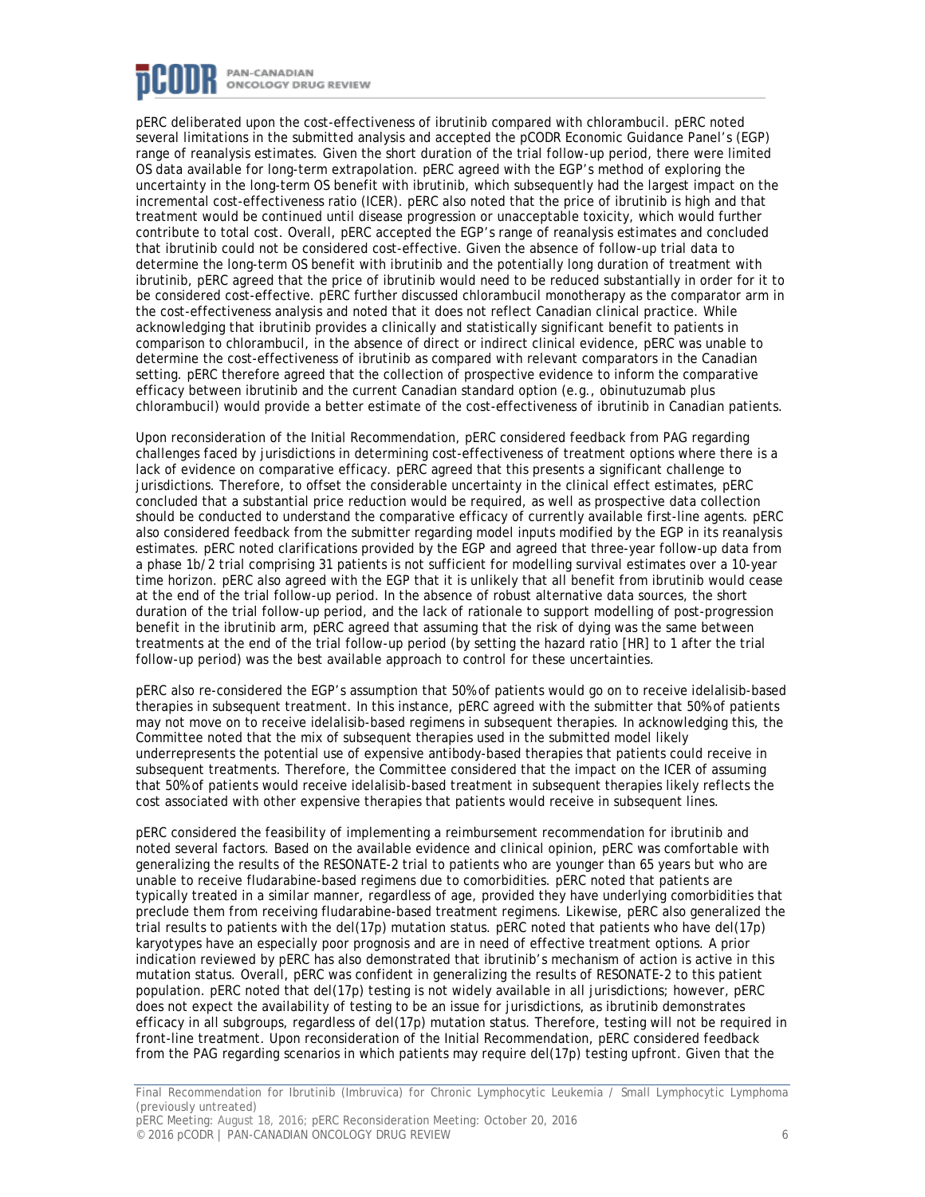pERC deliberated upon the cost-effectiveness of ibrutinib compared with chlorambucil. pERC noted several limitations in the submitted analysis and accepted the pCODR Economic Guidance Panel's (EGP) range of reanalysis estimates. Given the short duration of the trial follow-up period, there were limited OS data available for long-term extrapolation. pERC agreed with the EGP's method of exploring the uncertainty in the long-term OS benefit with ibrutinib, which subsequently had the largest impact on the incremental cost-effectiveness ratio (ICER). pERC also noted that the price of ibrutinib is high and that treatment would be continued until disease progression or unacceptable toxicity, which would further contribute to total cost. Overall, pERC accepted the EGP's range of reanalysis estimates and concluded that ibrutinib could not be considered cost-effective. Given the absence of follow-up trial data to determine the long-term OS benefit with ibrutinib and the potentially long duration of treatment with ibrutinib, pERC agreed that the price of ibrutinib would need to be reduced substantially in order for it to be considered cost-effective. pERC further discussed chlorambucil monotherapy as the comparator arm in the cost-effectiveness analysis and noted that it does not reflect Canadian clinical practice. While acknowledging that ibrutinib provides a clinically and statistically significant benefit to patients in comparison to chlorambucil, in the absence of direct or indirect clinical evidence, pERC was unable to determine the cost-effectiveness of ibrutinib as compared with relevant comparators in the Canadian setting. pERC therefore agreed that the collection of prospective evidence to inform the comparative efficacy between ibrutinib and the current Canadian standard option (e.g., obinutuzumab plus chlorambucil) would provide a better estimate of the cost-effectiveness of ibrutinib in Canadian patients.

Upon reconsideration of the Initial Recommendation, pERC considered feedback from PAG regarding challenges faced by jurisdictions in determining cost-effectiveness of treatment options where there is a lack of evidence on comparative efficacy. pERC agreed that this presents a significant challenge to jurisdictions. Therefore, to offset the considerable uncertainty in the clinical effect estimates, pERC concluded that a substantial price reduction would be required, as well as prospective data collection should be conducted to understand the comparative efficacy of currently available first-line agents. pERC also considered feedback from the submitter regarding model inputs modified by the EGP in its reanalysis estimates. pERC noted clarifications provided by the EGP and agreed that three-year follow-up data from a phase 1b/2 trial comprising 31 patients is not sufficient for modelling survival estimates over a 10-year time horizon. pERC also agreed with the EGP that it is unlikely that all benefit from ibrutinib would cease at the end of the trial follow-up period. In the absence of robust alternative data sources, the short duration of the trial follow-up period, and the lack of rationale to support modelling of post-progression benefit in the ibrutinib arm, pERC agreed that assuming that the risk of dying was the same between treatments at the end of the trial follow-up period (by setting the hazard ratio [HR] to 1 after the trial follow-up period) was the best available approach to control for these uncertainties.

pERC also re-considered the EGP's assumption that 50% of patients would go on to receive idelalisib-based therapies in subsequent treatment. In this instance, pERC agreed with the submitter that 50% of patients may not move on to receive idelalisib-based regimens in subsequent therapies. In acknowledging this, the Committee noted that the mix of subsequent therapies used in the submitted model likely underrepresents the potential use of expensive antibody-based therapies that patients could receive in subsequent treatments. Therefore, the Committee considered that the impact on the ICER of assuming that 50% of patients would receive idelalisib-based treatment in subsequent therapies likely reflects the cost associated with other expensive therapies that patients would receive in subsequent lines.

pERC considered the feasibility of implementing a reimbursement recommendation for ibrutinib and noted several factors. Based on the available evidence and clinical opinion, pERC was comfortable with generalizing the results of the RESONATE-2 trial to patients who are younger than 65 years but who are unable to receive fludarabine-based regimens due to comorbidities. pERC noted that patients are typically treated in a similar manner, regardless of age, provided they have underlying comorbidities that preclude them from receiving fludarabine-based treatment regimens. Likewise, pERC also generalized the trial results to patients with the del(17p) mutation status. pERC noted that patients who have del(17p) karyotypes have an especially poor prognosis and are in need of effective treatment options. A prior indication reviewed by pERC has also demonstrated that ibrutinib's mechanism of action is active in this mutation status. Overall, pERC was confident in generalizing the results of RESONATE-2 to this patient population. pERC noted that del(17p) testing is not widely available in all jurisdictions; however, pERC does not expect the availability of testing to be an issue for jurisdictions, as ibrutinib demonstrates efficacy in all subgroups, regardless of del(17p) mutation status. Therefore, testing will not be required in front-line treatment. Upon reconsideration of the Initial Recommendation, pERC considered feedback from the PAG regarding scenarios in which patients may require del(17p) testing upfront. Given that the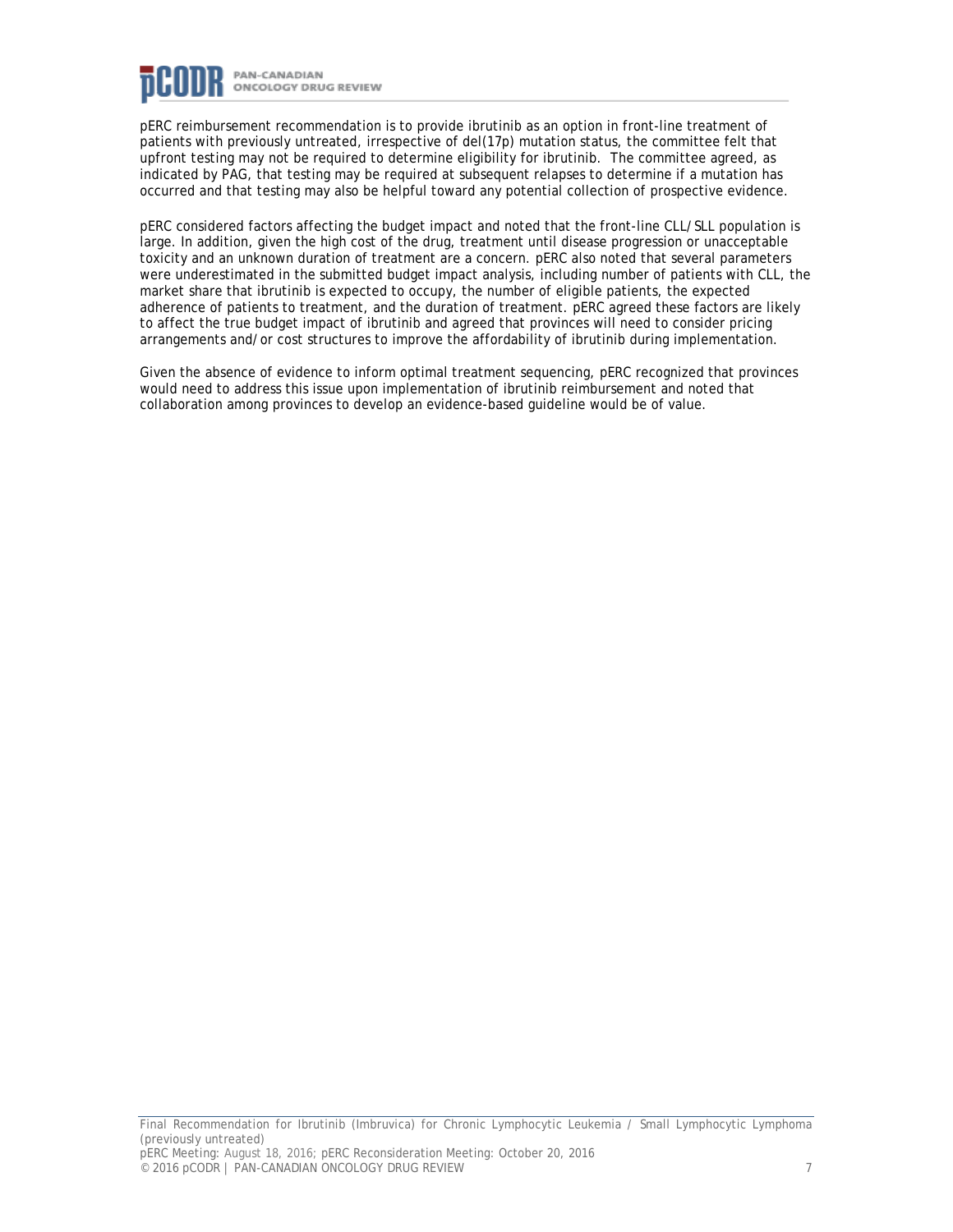pERC reimbursement recommendation is to provide ibrutinib as an option in front-line treatment of patients with previously untreated, irrespective of del(17p) mutation status, the committee felt that upfront testing may not be required to determine eligibility for ibrutinib. The committee agreed, as indicated by PAG, that testing may be required at subsequent relapses to determine if a mutation has occurred and that testing may also be helpful toward any potential collection of prospective evidence.

pERC considered factors affecting the budget impact and noted that the front-line CLL/SLL population is large. In addition, given the high cost of the drug, treatment until disease progression or unacceptable toxicity and an unknown duration of treatment are a concern. pERC also noted that several parameters were underestimated in the submitted budget impact analysis, including number of patients with CLL, the market share that ibrutinib is expected to occupy, the number of eligible patients, the expected adherence of patients to treatment, and the duration of treatment. pERC agreed these factors are likely to affect the true budget impact of ibrutinib and agreed that provinces will need to consider pricing arrangements and/or cost structures to improve the affordability of ibrutinib during implementation.

Given the absence of evidence to inform optimal treatment sequencing, pERC recognized that provinces would need to address this issue upon implementation of ibrutinib reimbursement and noted that collaboration among provinces to develop an evidence-based guideline would be of value.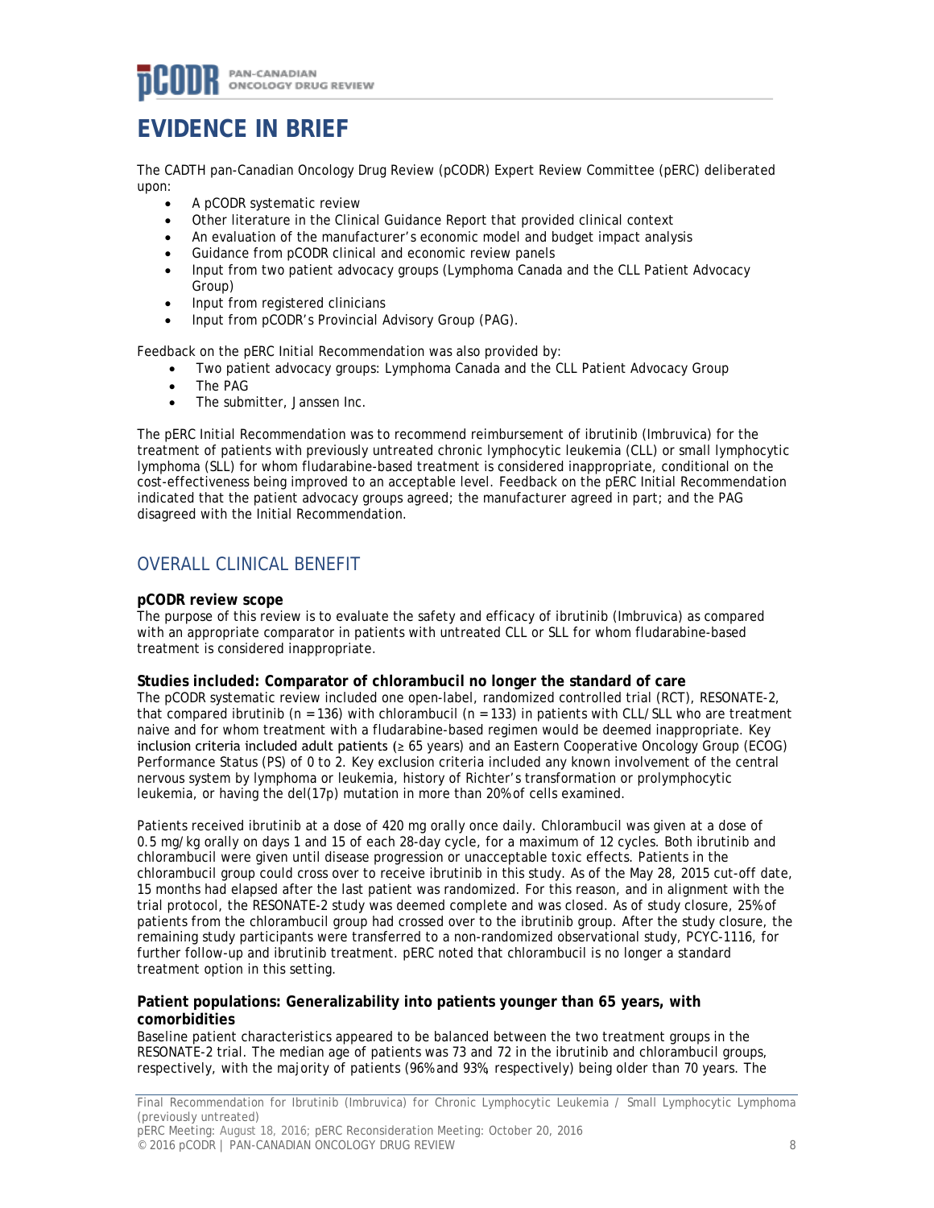# EVIDENCE IN BRIEF

The CADTH pan-Canadian Oncology Drug Review (pCODR) Expert Review Committee (pERC) deliberated upon:

- A pCODR systematic review
- Other literature in the Clinical Guidance Report that provided clinical context
- An evaluation of the manufacturer's economic model and budget impact analysis
- Guidance from pCODR clinical and economic review panels
- Input from two patient advocacy groups (Lymphoma Canada and the CLL Patient Advocacy Group)
- Input from registered clinicians
- Input from pCODR's Provincial Advisory Group (PAG).

Feedback on the pERC Initial Recommendation was also provided by:

- Two patient advocacy groups: Lymphoma Canada and the CLL Patient Advocacy Group
- The PAG
- The submitter, Janssen Inc.

The pERC Initial Recommendation was to recommend reimbursement of ibrutinib (Imbruvica) for the treatment of patients with previously untreated chronic lymphocytic leukemia (CLL) or small lymphocytic lymphoma (SLL) for whom fludarabine-based treatment is considered inappropriate, conditional on the cost-effectiveness being improved to an acceptable level. Feedback on the pERC Initial Recommendation indicated that the patient advocacy groups agreed; the manufacturer agreed in part; and the PAG disagreed with the Initial Recommendation.

## OVERALL CLINICAL BENEFIT

**pCODR review scope**

The purpose of this review is to evaluate the safety and efficacy of ibrutinib (Imbruvica) as compared with an appropriate comparator in patients with untreated CLL or SLL for whom fludarabine-based treatment is considered inappropriate.

**Studies included: Comparator of chlorambucil no longer the standard of care**

The pCODR systematic review included one open-label, randomized controlled trial (RCT), RESONATE-2, that compared ibrutinib (n = 136) with chlorambucil (n = 133) in patients with CLL/SLL who are treatment naive and for whom treatment with a fludarabine-based regimen would be deemed inappropriate. Key inclusion criteria included adult patients (≥ 65 years) and an Eastern Cooperative Oncology Group (ECOG) Performance Status (PS) of 0 to 2. Key exclusion criteria included any known involvement of the central nervous system by lymphoma or leukemia, history of Richter's transformation or prolymphocytic leukemia, or having the del(17p) mutation in more than 20% of cells examined.

Patients received ibrutinib at a dose of 420 mg orally once daily. Chlorambucil was given at a dose of 0.5 mg/kg orally on days 1 and 15 of each 28-day cycle, for a maximum of 12 cycles. Both ibrutinib and chlorambucil were given until disease progression or unacceptable toxic effects. Patients in the chlorambucil group could cross over to receive ibrutinib in this study. As of the May 28, 2015 cut-off date, 15 months had elapsed after the last patient was randomized. For this reason, and in alignment with the trial protocol, the RESONATE-2 study was deemed complete and was closed. As of study closure, 25% of patients from the chlorambucil group had crossed over to the ibrutinib group. After the study closure, the remaining study participants were transferred to a non-randomized observational study, PCYC-1116, for further follow-up and ibrutinib treatment. pERC noted that chlorambucil is no longer a standard treatment option in this setting.

**Patient populations: Generalizability into patients younger than 65 years, with comorbidities**

Baseline patient characteristics appeared to be balanced between the two treatment groups in the RESONATE-2 trial. The median age of patients was 73 and 72 in the ibrutinib and chlorambucil groups, respectively, with the majority of patients (96% and 93%, respectively) being older than 70 years. The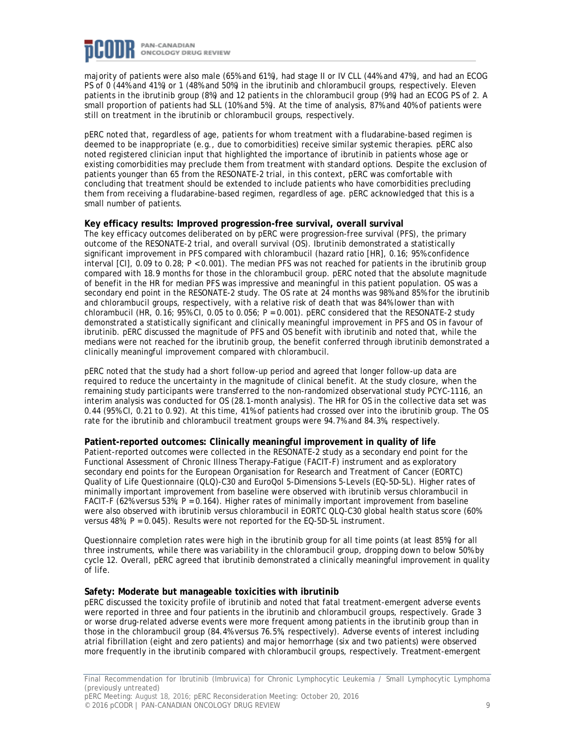majority of patients were also male (65% and 61%), had stage II or IV CLL (44% and 47%), and had an ECOG PS of 0 (44% and 41%) or 1 (48% and 50%) in the ibrutinib and chlorambucil groups, respectively. Eleven patients in the ibrutinib group (8%) and 12 patients in the chlorambucil group (9%) had an ECOG PS of 2. A small proportion of patients had SLL (10% and 5%). At the time of analysis, 87% and 40% of patients were still on treatment in the ibrutinib or chlorambucil groups, respectively.

pERC noted that, regardless of age, patients for whom treatment with a fludarabine-based regimen is deemed to be inappropriate (e.g., due to comorbidities) receive similar systemic therapies. pERC also noted registered clinician input that highlighted the importance of ibrutinib in patients whose age or existing comorbidities may preclude them from treatment with standard options. Despite the exclusion of patients younger than 65 from the RESONATE-2 trial, in this context, pERC was comfortable with concluding that treatment should be extended to include patients who have comorbidities precluding them from receiving a fludarabine-based regimen, regardless of age. pERC acknowledged that this is a small number of patients.

**Key efficacy results: Improved progression-free survival, overall survival**

The key efficacy outcomes deliberated on by pERC were progression-free survival (PFS), the primary outcome of the RESONATE-2 trial, and overall survival (OS). Ibrutinib demonstrated a statistically significant improvement in PFS compared with chlorambucil (hazard ratio [HR], 0.16; 95% confidence interval [CI], 0.09 to 0.28; $P < 0.001$). The median PFS was not reached for patients in the ibrutinib group compared with 18.9 months for those in the chlorambucil group. pERC noted that the absolute magnitude of benefit in the HR for median PFS was impressive and meaningful in this patient population. OS was a secondary end point in the RESONATE-2 study. The OS rate at 24 months was 98% and 85% for the ibrutinib and chlorambucil groups, respectively, with a relative risk of death that was 84% lower than with chlorambucil (HR, 0.16; 95% CI, 0.05 to 0.056; $P = 0.001$). pERC considered that the RESONATE-2 study demonstrated a statistically significant and clinically meaningful improvement in PFS and OS in favour of ibrutinib. pERC discussed the magnitude of PFS and OS benefit with ibrutinib and noted that, while the medians were not reached for the ibrutinib group, the benefit conferred through ibrutinib demonstrated a clinically meaningful improvement compared with chlorambucil.

pERC noted that the study had a short follow-up period and agreed that longer follow-up data are required to reduce the uncertainty in the magnitude of clinical benefit. At the study closure, when the remaining study participants were transferred to the non-randomized observational study PCYC-1116, an interim analysis was conducted for OS (28.1-month analysis). The HR for OS in the collective data set was 0.44 (95% CI, 0.21 to 0.92). At this time, 41% of patients had crossed over into the ibrutinib group. The OS rate for the ibrutinib and chlorambucil treatment groups were 94.7% and 84.3%, respectively.

**Patient-reported outcomes: Clinically meaningful improvement in quality of life**

Patient-reported outcomes were collected in the RESONATE-2 study as a secondary end point for the Functional Assessment of Chronic Illness Therapy–Fatigue (FACIT-F) instrument and as exploratory secondary end points for the European Organisation for Research and Treatment of Cancer (EORTC) Quality of Life Questionnaire (QLQ)-C30 and EuroQol 5-Dimensions 5-Levels (EQ-5D-5L). Higher rates of minimally important improvement from baseline were observed with ibrutinib versus chlorambucil in FACIT-F (62% versus 53%; $P = 0.164$). Higher rates of minimally important improvement from baseline were also observed with ibrutinib versus chlorambucil in EORTC QLQ-C30 global health status score (60% versus 48%; $P = 0.045$). Results were not reported for the EQ-5D-5L instrument.

Questionnaire completion rates were high in the ibrutinib group for all time points (at least 85%) for all three instruments, while there was variability in the chlorambucil group, dropping down to below 50% by cycle 12. Overall, pERC agreed that ibrutinib demonstrated a clinically meaningful improvement in quality of life.

**Safety: Moderate but manageable toxicities with ibrutinib**

pERC discussed the toxicity profile of ibrutinib and noted that fatal treatment-emergent adverse events were reported in three and four patients in the ibrutinib and chlorambucil groups, respectively. Grade 3 or worse drug-related adverse events were more frequent among patients in the ibrutinib group than in those in the chlorambucil group (84.4% versus 76.5%, respectively). Adverse events of interest including atrial fibrillation (eight and zero patients) and major hemorrhage (six and two patients) were observed more frequently in the ibrutinib compared with chlorambucil groups, respectively. Treatment-emergent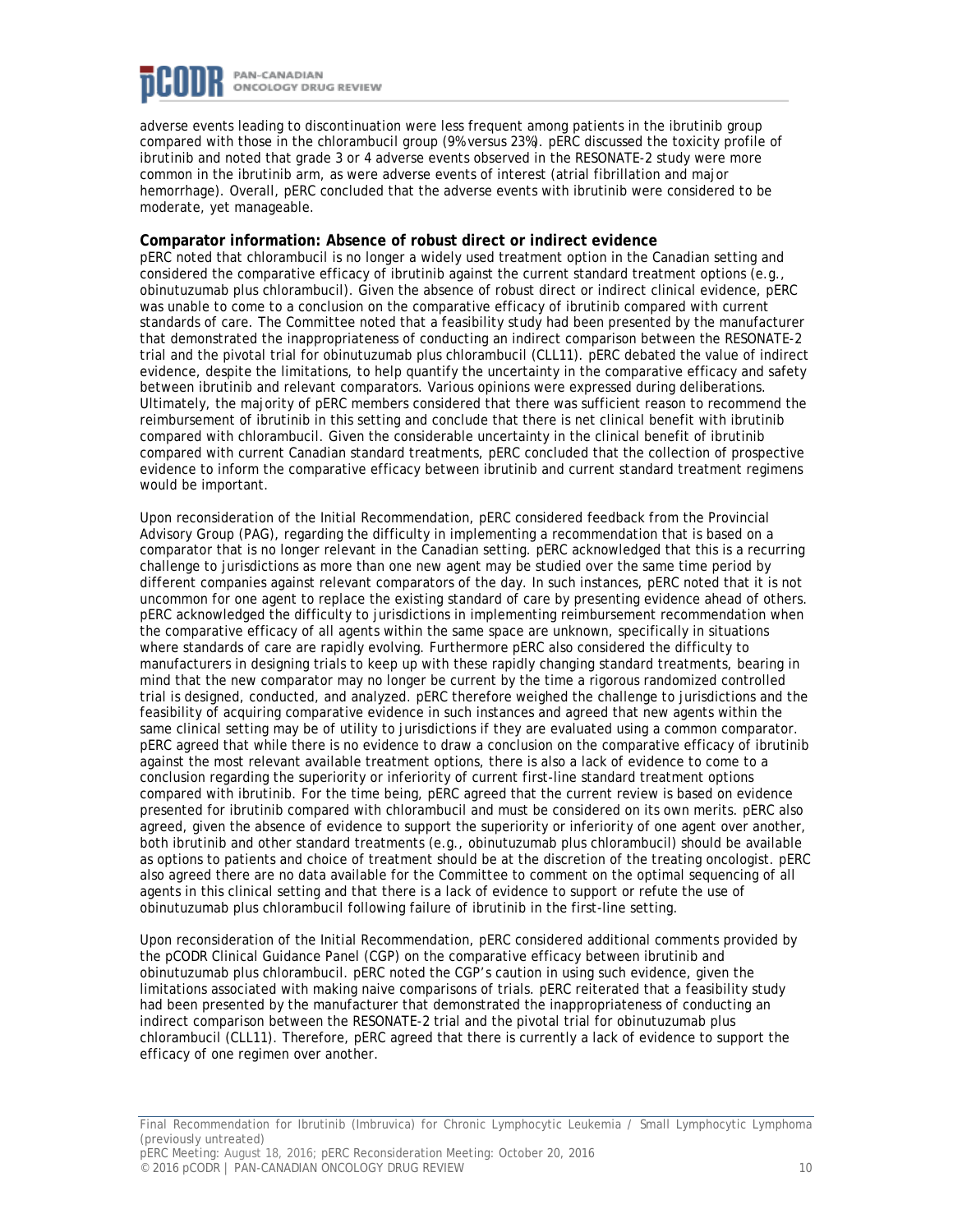adverse events leading to discontinuation were less frequent among patients in the ibrutinib group compared with those in the chlorambucil group (9% versus 23%). pERC discussed the toxicity profile of ibrutinib and noted that grade 3 or 4 adverse events observed in the RESONATE-2 study were more common in the ibrutinib arm, as were adverse events of interest (atrial fibrillation and major hemorrhage). Overall, pERC concluded that the adverse events with ibrutinib were considered to be moderate, yet manageable.

**Comparator information: Absence of robust direct or indirect evidence**

pERC noted that chlorambucil is no longer a widely used treatment option in the Canadian setting and considered the comparative efficacy of ibrutinib against the current standard treatment options (e.g., obinutuzumab plus chlorambucil). Given the absence of robust direct or indirect clinical evidence, pERC was unable to come to a conclusion on the comparative efficacy of ibrutinib compared with current standards of care. The Committee noted that a feasibility study had been presented by the manufacturer that demonstrated the inappropriateness of conducting an indirect comparison between the RESONATE-2 trial and the pivotal trial for obinutuzumab plus chlorambucil (CLL11). pERC debated the value of indirect evidence, despite the limitations, to help quantify the uncertainty in the comparative efficacy and safety between ibrutinib and relevant comparators. Various opinions were expressed during deliberations. Ultimately, the majority of pERC members considered that there was sufficient reason to recommend the reimbursement of ibrutinib in this setting and conclude that there is net clinical benefit with ibrutinib compared with chlorambucil. Given the considerable uncertainty in the clinical benefit of ibrutinib compared with current Canadian standard treatments, pERC concluded that the collection of prospective evidence to inform the comparative efficacy between ibrutinib and current standard treatment regimens would be important.

Upon reconsideration of the Initial Recommendation, pERC considered feedback from the Provincial Advisory Group (PAG), regarding the difficulty in implementing a recommendation that is based on a comparator that is no longer relevant in the Canadian setting. pERC acknowledged that this is a recurring challenge to jurisdictions as more than one new agent may be studied over the same time period by different companies against relevant comparators of the day. In such instances, pERC noted that it is not uncommon for one agent to replace the existing standard of care by presenting evidence ahead of others. pERC acknowledged the difficulty to jurisdictions in implementing reimbursement recommendation when the comparative efficacy of all agents within the same space are unknown, specifically in situations where standards of care are rapidly evolving. Furthermore pERC also considered the difficulty to manufacturers in designing trials to keep up with these rapidly changing standard treatments, bearing in mind that the new comparator may no longer be current by the time a rigorous randomized controlled trial is designed, conducted, and analyzed. pERC therefore weighed the challenge to jurisdictions and the feasibility of acquiring comparative evidence in such instances and agreed that new agents within the same clinical setting may be of utility to jurisdictions if they are evaluated using a common comparator. pERC agreed that while there is no evidence to draw a conclusion on the comparative efficacy of ibrutinib against the most relevant available treatment options, there is also a lack of evidence to come to a conclusion regarding the superiority or inferiority of current first-line standard treatment options compared with ibrutinib. For the time being, pERC agreed that the current review is based on evidence presented for ibrutinib compared with chlorambucil and must be considered on its own merits. pERC also agreed, given the absence of evidence to support the superiority or inferiority of one agent over another, both ibrutinib and other standard treatments (e.g., obinutuzumab plus chlorambucil) should be available as options to patients and choice of treatment should be at the discretion of the treating oncologist. pERC also agreed there are no data available for the Committee to comment on the optimal sequencing of all agents in this clinical setting and that there is a lack of evidence to support or refute the use of obinutuzumab plus chlorambucil following failure of ibrutinib in the first-line setting.

Upon reconsideration of the Initial Recommendation, pERC considered additional comments provided by the pCODR Clinical Guidance Panel (CGP) on the comparative efficacy between ibrutinib and obinutuzumab plus chlorambucil. pERC noted the CGP's caution in using such evidence, given the limitations associated with making naive comparisons of trials. pERC reiterated that a feasibility study had been presented by the manufacturer that demonstrated the inappropriateness of conducting an indirect comparison between the RESONATE-2 trial and the pivotal trial for obinutuzumab plus chlorambucil (CLL11). Therefore, pERC agreed that there is currently a lack of evidence to support the efficacy of one regimen over another.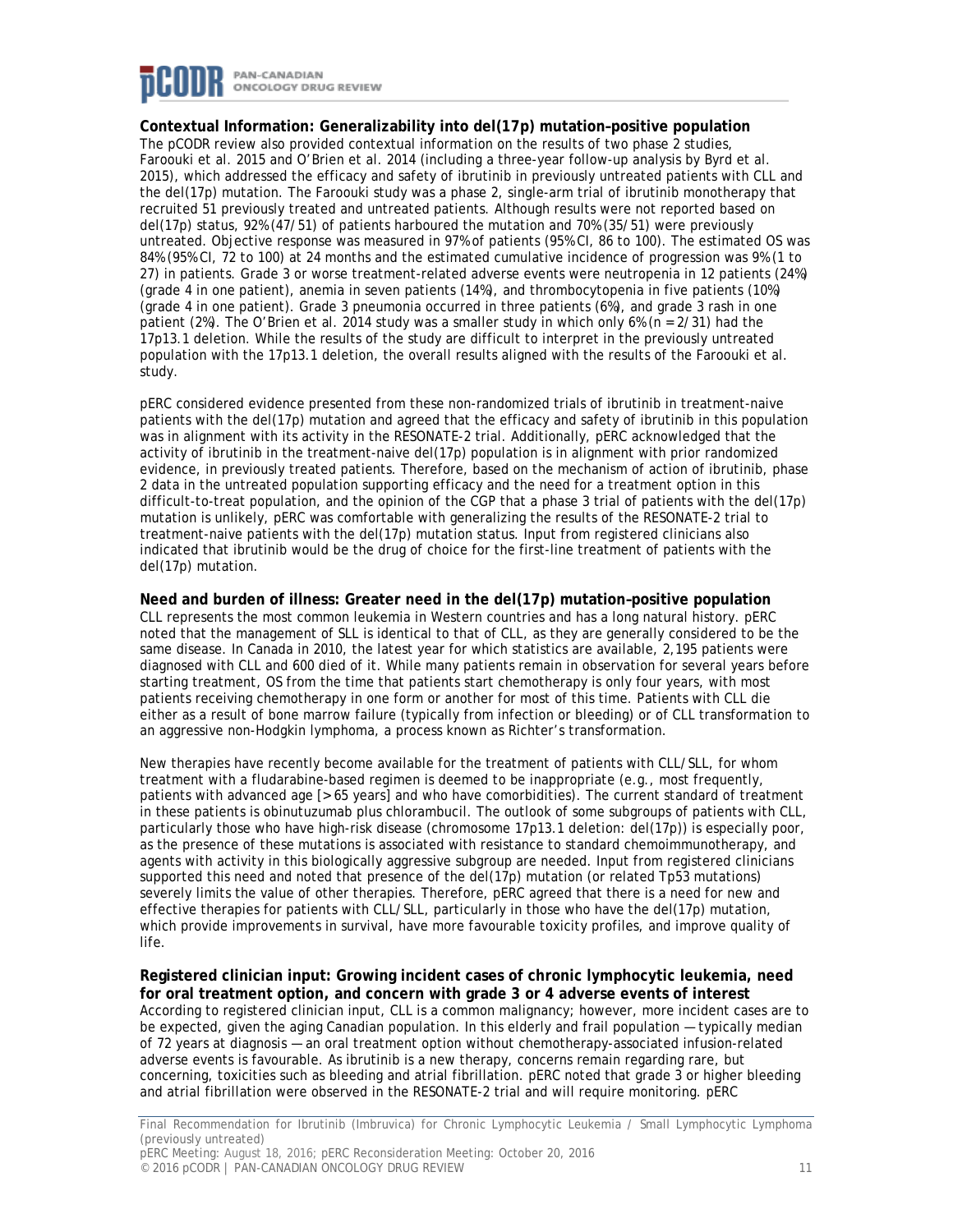**Contextual Information: Generalizability into del(17p) mutation–positive population**

The pCODR review also provided contextual information on the results of two phase 2 studies, Faroouki et al. 2015 and O'Brien et al. 2014 (including a three-year follow-up analysis by Byrd et al. 2015), which addressed the efficacy and safety of ibrutinib in previously untreated patients with CLL and the del(17p) mutation. The Faroouki study was a phase 2, single-arm trial of ibrutinib monotherapy that recruited 51 previously treated and untreated patients. Although results were not reported based on del(17p) status, 92% (47/51) of patients harboured the mutation and 70% (35/51) were previously untreated. Objective response was measured in 97% of patients (95% CI, 86 to 100). The estimated OS was 84% (95% CI, 72 to 100) at 24 months and the estimated cumulative incidence of progression was 9% (1 to 27) in patients. Grade 3 or worse treatment-related adverse events were neutropenia in 12 patients (24%) (grade 4 in one patient), anemia in seven patients (14%), and thrombocytopenia in five patients (10%) (grade 4 in one patient). Grade 3 pneumonia occurred in three patients (6%), and grade 3 rash in one patient (2%). The O'Brien et al. 2014 study was a smaller study in which only 6% (n = 2/31) had the 17p13.1 deletion. While the results of the study are difficult to interpret in the previously untreated population with the 17p13.1 deletion, the overall results aligned with the results of the Faroouki et al. study.

pERC considered evidence presented from these non-randomized trials of ibrutinib in treatment-naive patients with the del(17p) mutation and agreed that the efficacy and safety of ibrutinib in this population was in alignment with its activity in the RESONATE-2 trial. Additionally, pERC acknowledged that the activity of ibrutinib in the treatment-naive del(17p) population is in alignment with prior randomized evidence, in previously treated patients. Therefore, based on the mechanism of action of ibrutinib, phase 2 data in the untreated population supporting efficacy and the need for a treatment option in this difficult-to-treat population, and the opinion of the CGP that a phase 3 trial of patients with the del(17p) mutation is unlikely, pERC was comfortable with generalizing the results of the RESONATE-2 trial to treatment-naive patients with the del(17p) mutation status. Input from registered clinicians also indicated that ibrutinib would be the drug of choice for the first-line treatment of patients with the del(17p) mutation.

**Need and burden of illness: Greater need in the del(17p) mutation–positive population**

CLL represents the most common leukemia in Western countries and has a long natural history. pERC noted that the management of SLL is identical to that of CLL, as they are generally considered to be the same disease. In Canada in 2010, the latest year for which statistics are available, 2,195 patients were diagnosed with CLL and 600 died of it. While many patients remain in observation for several years before starting treatment, OS from the time that patients start chemotherapy is only four years, with most patients receiving chemotherapy in one form or another for most of this time. Patients with CLL die either as a result of bone marrow failure (typically from infection or bleeding) or of CLL transformation to an aggressive non-Hodgkin lymphoma, a process known as Richter's transformation.

New therapies have recently become available for the treatment of patients with CLL/SLL, for whom treatment with a fludarabine-based regimen is deemed to be inappropriate (e.g., most frequently, patients with advanced age [> 65 years] and who have comorbidities). The current standard of treatment in these patients is obinutuzumab plus chlorambucil. The outlook of some subgroups of patients with CLL, particularly those who have high-risk disease (chromosome 17p13.1 deletion: del(17p)) is especially poor, as the presence of these mutations is associated with resistance to standard chemoimmunotherapy, and agents with activity in this biologically aggressive subgroup are needed. Input from registered clinicians supported this need and noted that presence of the del(17p) mutation (or related Tp53 mutations) severely limits the value of other therapies. Therefore, pERC agreed that there is a need for new and effective therapies for patients with CLL/SLL, particularly in those who have the del(17p) mutation, which provide improvements in survival, have more favourable toxicity profiles, and improve quality of life.

**Registered clinician input: Growing incident cases of chronic lymphocytic leukemia, need for oral treatment option, and concern with grade 3 or 4 adverse events of interest**

According to registered clinician input, CLL is a common malignancy; however, more incident cases are to be expected, given the aging Canadian population. In this elderly and frail population — typically median of 72 years at diagnosis — an oral treatment option without chemotherapy-associated infusion-related adverse events is favourable. As ibrutinib is a new therapy, concerns remain regarding rare, but concerning, toxicities such as bleeding and atrial fibrillation. pERC noted that grade 3 or higher bleeding and atrial fibrillation were observed in the RESONATE-2 trial and will require monitoring. pERC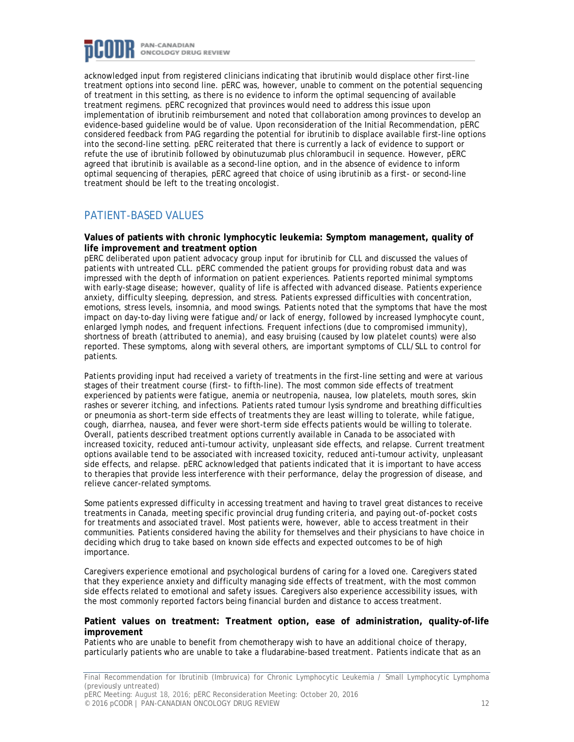acknowledged input from registered clinicians indicating that ibrutinib would displace other first-line treatment options into second line. pERC was, however, unable to comment on the potential sequencing of treatment in this setting, as there is no evidence to inform the optimal sequencing of available treatment regimens. pERC recognized that provinces would need to address this issue upon implementation of ibrutinib reimbursement and noted that collaboration among provinces to develop an evidence-based guideline would be of value. Upon reconsideration of the Initial Recommendation, pERC considered feedback from PAG regarding the potential for ibrutinib to displace available first-line options into the second-line setting. pERC reiterated that there is currently a lack of evidence to support or refute the use of ibrutinib followed by obinutuzumab plus chlorambucil in sequence. However, pERC agreed that ibrutinib is available as a second-line option, and in the absence of evidence to inform optimal sequencing of therapies, pERC agreed that choice of using ibrutinib as a first- or second-line treatment should be left to the treating oncologist.

## PATIENT-BASED VALUES

**Values of patients with chronic lymphocytic leukemia: Symptom management, quality of life improvement and treatment option**

pERC deliberated upon patient advocacy group input for ibrutinib for CLL and discussed the values of patients with untreated CLL. pERC commended the patient groups for providing robust data and was impressed with the depth of information on patient experiences. Patients reported minimal symptoms with early-stage disease; however, quality of life is affected with advanced disease. Patients experience anxiety, difficulty sleeping, depression, and stress. Patients expressed difficulties with concentration, emotions, stress levels, insomnia, and mood swings. Patients noted that the symptoms that have the most impact on day-to-day living were fatigue and/or lack of energy, followed by increased lymphocyte count, enlarged lymph nodes, and frequent infections. Frequent infections (due to compromised immunity), shortness of breath (attributed to anemia), and easy bruising (caused by low platelet counts) were also reported. These symptoms, along with several others, are important symptoms of CLL/SLL to control for patients.

Patients providing input had received a variety of treatments in the first-line setting and were at various stages of their treatment course (first- to fifth-line). The most common side effects of treatment experienced by patients were fatigue, anemia or neutropenia, nausea, low platelets, mouth sores, skin rashes or severer itching, and infections. Patients rated tumour lysis syndrome and breathing difficulties or pneumonia as short-term side effects of treatments they are least willing to tolerate, while fatigue, cough, diarrhea, nausea, and fever were short-term side effects patients would be willing to tolerate. Overall, patients described treatment options currently available in Canada to be associated with increased toxicity, reduced anti-tumour activity, unpleasant side effects, and relapse. Current treatment options available tend to be associated with increased toxicity, reduced anti-tumour activity, unpleasant side effects, and relapse. pERC acknowledged that patients indicated that it is important to have access to therapies that provide less interference with their performance, delay the progression of disease, and relieve cancer-related symptoms.

Some patients expressed difficulty in accessing treatment and having to travel great distances to receive treatments in Canada, meeting specific provincial drug funding criteria, and paying out-of-pocket costs for treatments and associated travel. Most patients were, however, able to access treatment in their communities. Patients considered having the ability for themselves and their physicians to have choice in deciding which drug to take based on known side effects and expected outcomes to be of high importance.

Caregivers experience emotional and psychological burdens of caring for a loved one. Caregivers stated that they experience anxiety and difficulty managing side effects of treatment, with the most common side effects related to emotional and safety issues. Caregivers also experience accessibility issues, with the most commonly reported factors being financial burden and distance to access treatment.

**Patient values on treatment: Treatment option, ease of administration, quality-of-life improvement**

Patients who are unable to benefit from chemotherapy wish to have an additional choice of therapy, particularly patients who are unable to take a fludarabine-based treatment. Patients indicate that as an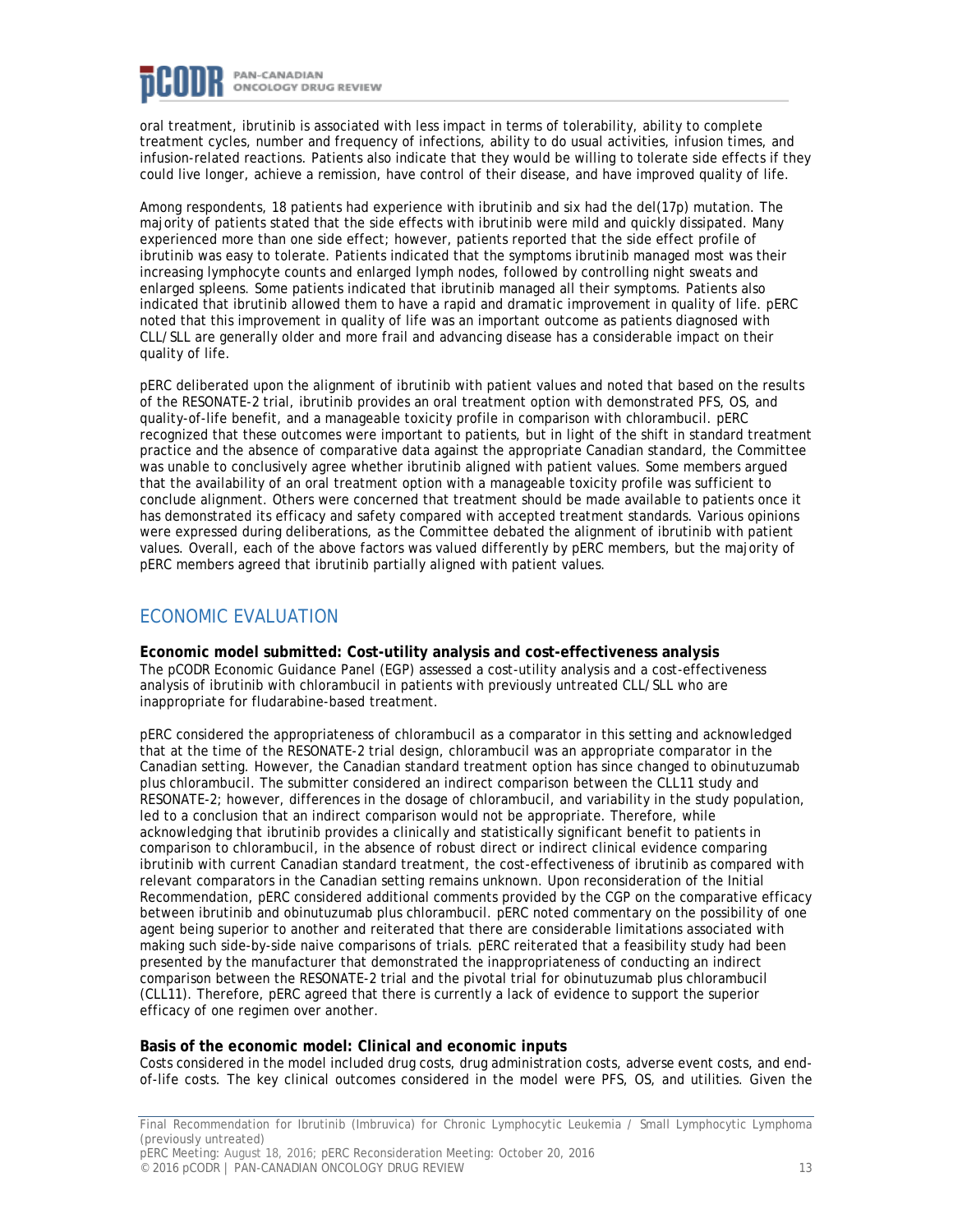oral treatment, ibrutinib is associated with less impact in terms of tolerability, ability to complete treatment cycles, number and frequency of infections, ability to do usual activities, infusion times, and infusion-related reactions. Patients also indicate that they would be willing to tolerate side effects if they could live longer, achieve a remission, have control of their disease, and have improved quality of life.

Among respondents, 18 patients had experience with ibrutinib and six had the del(17p) mutation. The majority of patients stated that the side effects with ibrutinib were mild and quickly dissipated. Many experienced more than one side effect; however, patients reported that the side effect profile of ibrutinib was easy to tolerate. Patients indicated that the symptoms ibrutinib managed most was their increasing lymphocyte counts and enlarged lymph nodes, followed by controlling night sweats and enlarged spleens. Some patients indicated that ibrutinib managed all their symptoms. Patients also indicated that ibrutinib allowed them to have a rapid and dramatic improvement in quality of life. pERC noted that this improvement in quality of life was an important outcome as patients diagnosed with CLL/SLL are generally older and more frail and advancing disease has a considerable impact on their quality of life.

pERC deliberated upon the alignment of ibrutinib with patient values and noted that based on the results of the RESONATE-2 trial, ibrutinib provides an oral treatment option with demonstrated PFS, OS, and quality-of-life benefit, and a manageable toxicity profile in comparison with chlorambucil. pERC recognized that these outcomes were important to patients, but in light of the shift in standard treatment practice and the absence of comparative data against the appropriate Canadian standard, the Committee was unable to conclusively agree whether ibrutinib aligned with patient values. Some members argued that the availability of an oral treatment option with a manageable toxicity profile was sufficient to conclude alignment. Others were concerned that treatment should be made available to patients once it has demonstrated its efficacy and safety compared with accepted treatment standards. Various opinions were expressed during deliberations, as the Committee debated the alignment of ibrutinib with patient values. Overall, each of the above factors was valued differently by pERC members, but the majority of pERC members agreed that ibrutinib partially aligned with patient values.

## ECONOMIC EVALUATION

**Economic model submitted: Cost-utility analysis and cost-effectiveness analysis**
The pCODR Economic Guidance Panel (EGP) assessed a cost-utility analysis and a cost-effectiveness analysis of ibrutinib with chlorambucil in patients with previously untreated CLL/SLL who are inappropriate for fludarabine-based treatment.

pERC considered the appropriateness of chlorambucil as a comparator in this setting and acknowledged that at the time of the RESONATE-2 trial design, chlorambucil was an appropriate comparator in the Canadian setting. However, the Canadian standard treatment option has since changed to obinutuzumab plus chlorambucil. The submitter considered an indirect comparison between the CLL11 study and RESONATE-2; however, differences in the dosage of chlorambucil, and variability in the study population, led to a conclusion that an indirect comparison would not be appropriate. Therefore, while acknowledging that ibrutinib provides a clinically and statistically significant benefit to patients in comparison to chlorambucil, in the absence of robust direct or indirect clinical evidence comparing ibrutinib with current Canadian standard treatment, the cost-effectiveness of ibrutinib as compared with relevant comparators in the Canadian setting remains unknown. Upon reconsideration of the Initial Recommendation, pERC considered additional comments provided by the CGP on the comparative efficacy between ibrutinib and obinutuzumab plus chlorambucil. pERC noted commentary on the possibility of one agent being superior to another and reiterated that there are considerable limitations associated with making such side-by-side naive comparisons of trials. pERC reiterated that a feasibility study had been presented by the manufacturer that demonstrated the inappropriateness of conducting an indirect comparison between the RESONATE-2 trial and the pivotal trial for obinutuzumab plus chlorambucil (CLL11). Therefore, pERC agreed that there is currently a lack of evidence to support the superior efficacy of one regimen over another.

**Basis of the economic model: Clinical and economic inputs**
Costs considered in the model included drug costs, drug administration costs, adverse event costs, and end-of-life costs. The key clinical outcomes considered in the model were PFS, OS, and utilities. Given the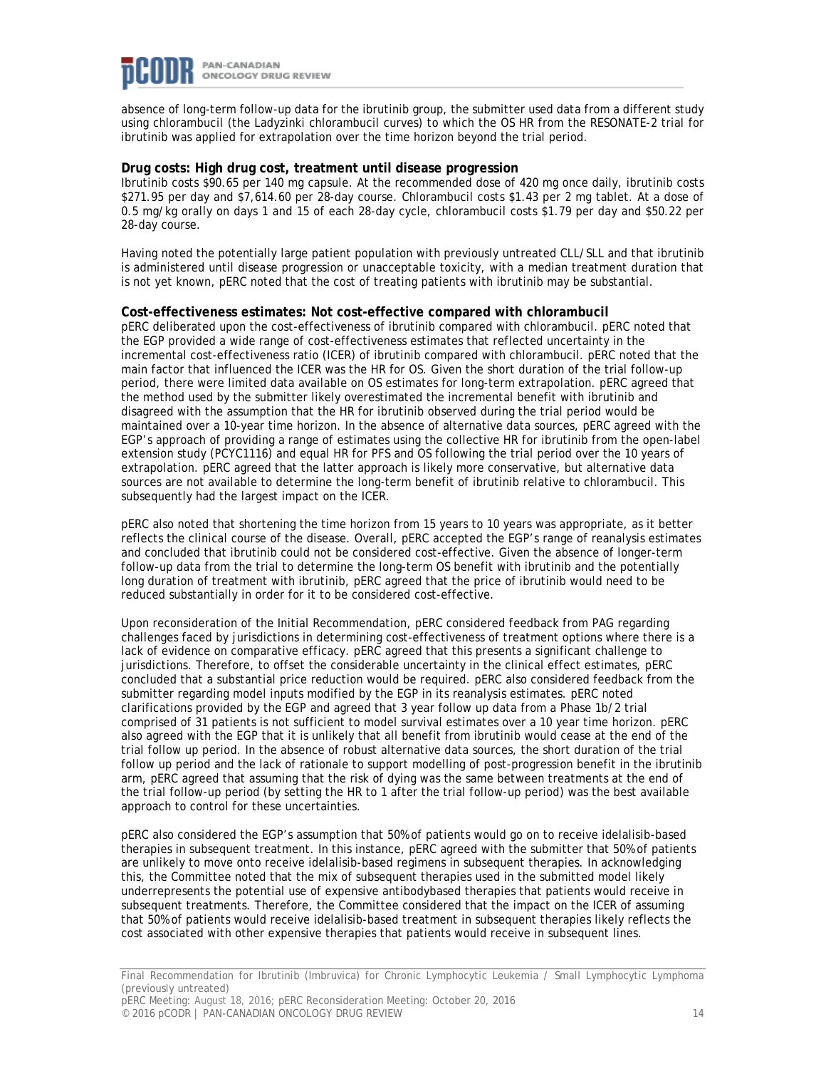absence of long-term follow-up data for the ibrutinib group, the submitter used data from a different study using chlorambucil (the Ladyzinki chlorambucil curves) to which the OS HR from the RESONATE-2 trial for ibrutinib was applied for extrapolation over the time horizon beyond the trial period.

**Drug costs: High drug cost, treatment until disease progression**

Ibrutinib costs $90.65 per 140 mg capsule. At the recommended dose of 420 mg once daily, ibrutinib costs $271.95 per day and $7,614.60 per 28-day course. Chlorambucil costs $1.43 per 2 mg tablet. At a dose of 0.5 mg/kg orally on days 1 and 15 of each 28-day cycle, chlorambucil costs $1.79 per day and $50.22 per 28-day course.

Having noted the potentially large patient population with previously untreated CLL/SLL and that ibrutinib is administered until disease progression or unacceptable toxicity, with a median treatment duration that is not yet known, pERC noted that the cost of treating patients with ibrutinib may be substantial.

**Cost-effectiveness estimates: Not cost-effective compared with chlorambucil**

pERC deliberated upon the cost-effectiveness of ibrutinib compared with chlorambucil. pERC noted that the EGP provided a wide range of cost-effectiveness estimates that reflected uncertainty in the incremental cost-effectiveness ratio (ICER) of ibrutinib compared with chlorambucil. pERC noted that the main factor that influenced the ICER was the HR for OS. Given the short duration of the trial follow-up period, there were limited data available on OS estimates for long-term extrapolation. pERC agreed that the method used by the submitter likely overestimated the incremental benefit with ibrutinib and disagreed with the assumption that the HR for ibrutinib observed during the trial period would be maintained over a 10-year time horizon. In the absence of alternative data sources, pERC agreed with the EGP's approach of providing a range of estimates using the collective HR for ibrutinib from the open-label extension study (PCYC1116) and equal HR for PFS and OS following the trial period over the 10 years of extrapolation. pERC agreed that the latter approach is likely more conservative, but alternative data sources are not available to determine the long-term benefit of ibrutinib relative to chlorambucil. This subsequently had the largest impact on the ICER.

pERC also noted that shortening the time horizon from 15 years to 10 years was appropriate, as it better reflects the clinical course of the disease. Overall, pERC accepted the EGP's range of reanalysis estimates and concluded that ibrutinib could not be considered cost-effective. Given the absence of longer-term follow-up data from the trial to determine the long-term OS benefit with ibrutinib and the potentially long duration of treatment with ibrutinib, pERC agreed that the price of ibrutinib would need to be reduced substantially in order for it to be considered cost-effective.

Upon reconsideration of the Initial Recommendation, pERC considered feedback from PAG regarding challenges faced by jurisdictions in determining cost-effectiveness of treatment options where there is a lack of evidence on comparative efficacy. pERC agreed that this presents a significant challenge to jurisdictions. Therefore, to offset the considerable uncertainty in the clinical effect estimates, pERC concluded that a substantial price reduction would be required. pERC also considered feedback from the submitter regarding model inputs modified by the EGP in its reanalysis estimates. pERC noted clarifications provided by the EGP and agreed that 3 year follow up data from a Phase 1b/2 trial comprised of 31 patients is not sufficient to model survival estimates over a 10 year time horizon. pERC also agreed with the EGP that it is unlikely that all benefit from ibrutinib would cease at the end of the trial follow up period. In the absence of robust alternative data sources, the short duration of the trial follow up period and the lack of rationale to support modelling of post-progression benefit in the ibrutinib arm, pERC agreed that assuming that the risk of dying was the same between treatments at the end of the trial follow-up period (by setting the HR to 1 after the trial follow-up period) was the best available approach to control for these uncertainties.

pERC also considered the EGP's assumption that 50% of patients would go on to receive idelalisib-based therapies in subsequent treatment. In this instance, pERC agreed with the submitter that 50% of patients are unlikely to move onto receive idelalisib-based regimens in subsequent therapies. In acknowledging this, the Committee noted that the mix of subsequent therapies used in the submitted model likely underrepresents the potential use of expensive antibodybased therapies that patients would receive in subsequent treatments. Therefore, the Committee considered that the impact on the ICER of assuming that 50% of patients would receive idelalisib-based treatment in subsequent therapies likely reflects the cost associated with other expensive therapies that patients would receive in subsequent lines.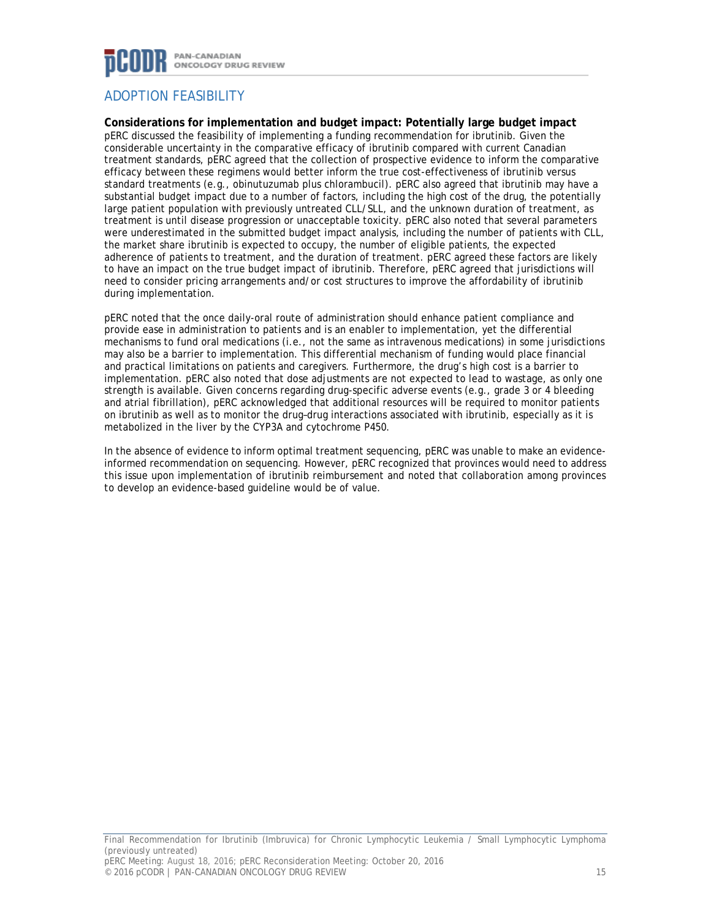## ADOPTION FEASIBILITY

**Considerations for implementation and budget impact: Potentially large budget impact**

pERC discussed the feasibility of implementing a funding recommendation for ibrutinib. Given the considerable uncertainty in the comparative efficacy of ibrutinib compared with current Canadian treatment standards, pERC agreed that the collection of prospective evidence to inform the comparative efficacy between these regimens would better inform the true cost-effectiveness of ibrutinib versus standard treatments (e.g., obinutuzumab plus chlorambucil). pERC also agreed that ibrutinib may have a substantial budget impact due to a number of factors, including the high cost of the drug, the potentially large patient population with previously untreated CLL/SLL, and the unknown duration of treatment, as treatment is until disease progression or unacceptable toxicity. pERC also noted that several parameters were underestimated in the submitted budget impact analysis, including the number of patients with CLL, the market share ibrutinib is expected to occupy, the number of eligible patients, the expected adherence of patients to treatment, and the duration of treatment. pERC agreed these factors are likely to have an impact on the true budget impact of ibrutinib. Therefore, pERC agreed that jurisdictions will need to consider pricing arrangements and/or cost structures to improve the affordability of ibrutinib during implementation.

pERC noted that the once daily-oral route of administration should enhance patient compliance and provide ease in administration to patients and is an enabler to implementation, yet the differential mechanisms to fund oral medications (i.e., not the same as intravenous medications) in some jurisdictions may also be a barrier to implementation. This differential mechanism of funding would place financial and practical limitations on patients and caregivers. Furthermore, the drug's high cost is a barrier to implementation. pERC also noted that dose adjustments are not expected to lead to wastage, as only one strength is available. Given concerns regarding drug-specific adverse events (e.g., grade 3 or 4 bleeding and atrial fibrillation), pERC acknowledged that additional resources will be required to monitor patients on ibrutinib as well as to monitor the drug–drug interactions associated with ibrutinib, especially as it is metabolized in the liver by the CYP3A and cytochrome P450.

In the absence of evidence to inform optimal treatment sequencing, pERC was unable to make an evidence-informed recommendation on sequencing. However, pERC recognized that provinces would need to address this issue upon implementation of ibrutinib reimbursement and noted that collaboration among provinces to develop an evidence-based guideline would be of value.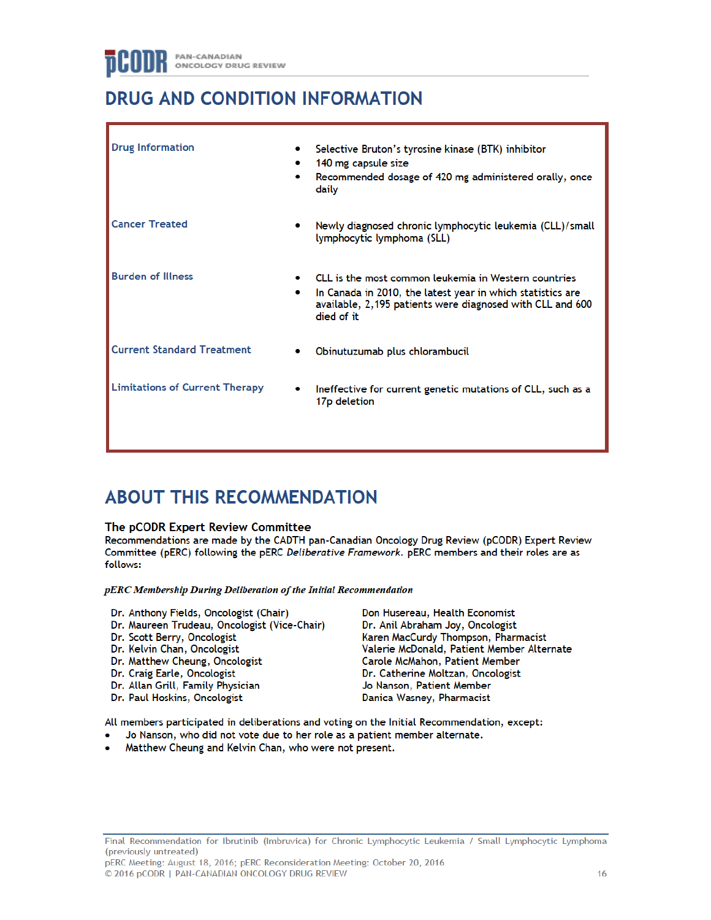# DRUG AND CONDITION INFORMATION

| | |
|---|---|
| **Drug Information** | • Selective Bruton's tyrosine kinase (BTK) inhibitor<br>• 140 mg capsule size<br>• Recommended dosage of 420 mg administered orally, once daily |
| **Cancer Treated** | • Newly diagnosed chronic lymphocytic leukemia (CLL)/small lymphocytic lymphoma (SLL) |
| **Burden of Illness** | • CLL is the most common leukemia in Western countries<br>• In Canada in 2010, the latest year in which statistics are available, 2,195 patients were diagnosed with CLL and 600 died of it |
| **Current Standard Treatment** | • Obinutuzumab plus chlorambucil |
| **Limitations of Current Therapy** | • Ineffective for current genetic mutations of CLL, such as a 17p deletion |

# ABOUT THIS RECOMMENDATION

### The pCODR Expert Review Committee

Recommendations are made by the CADTH pan-Canadian Oncology Drug Review (pCODR) Expert Review Committee (pERC) following the pERC *Deliberative Framework*. pERC members and their roles are as follows:

***pERC Membership During Deliberation of the Initial Recommendation***

Dr. Anthony Fields, Oncologist (Chair)
Dr. Maureen Trudeau, Oncologist (Vice-Chair)
Dr. Scott Berry, Oncologist
Dr. Kelvin Chan, Oncologist
Dr. Matthew Cheung, Oncologist
Dr. Craig Earle, Oncologist
Dr. Allan Grill, Family Physician
Dr. Paul Hoskins, Oncologist
Don Husereau, Health Economist
Dr. Anil Abraham Joy, Oncologist
Karen MacCurdy Thompson, Pharmacist
Valerie McDonald, Patient Member Alternate
Carole McMahon, Patient Member
Dr. Catherine Moltzan, Oncologist
Jo Nanson, Patient Member
Danica Wasney, Pharmacist

All members participated in deliberations and voting on the Initial Recommendation, except:

- Jo Nanson, who did not vote due to her role as a patient member alternate.
- Matthew Cheung and Kelvin Chan, who were not present.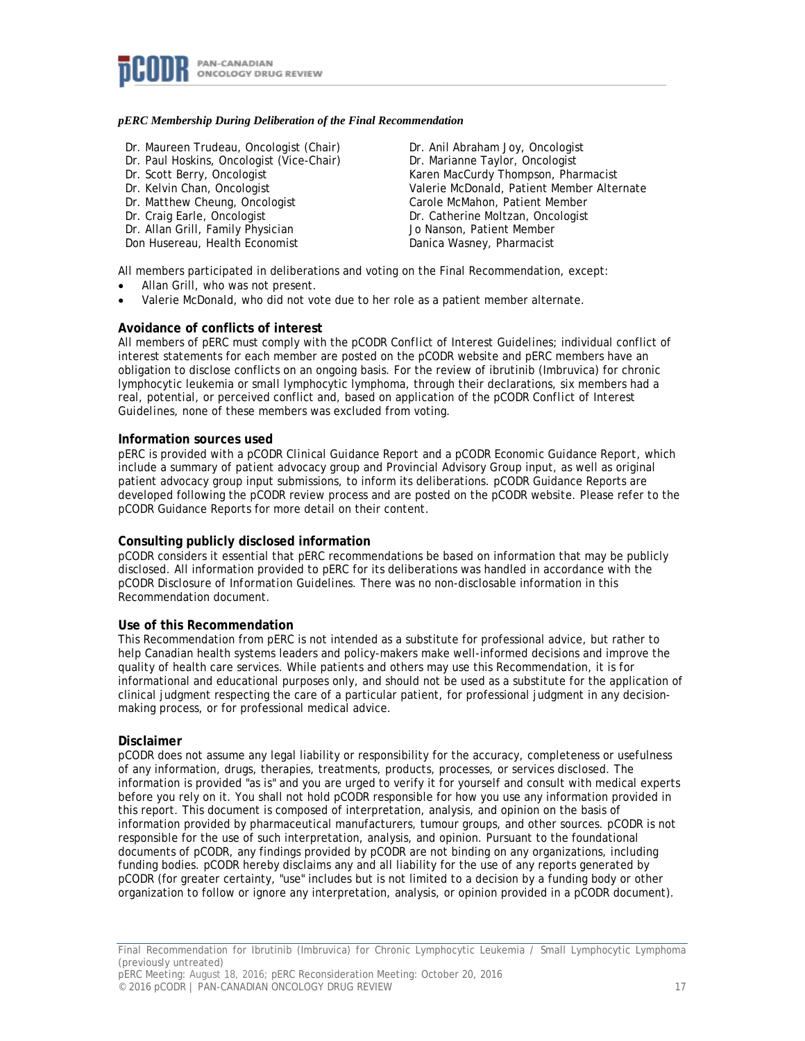*pERC Membership During Deliberation of the Final Recommendation*

Dr. Maureen Trudeau, Oncologist (Chair)
Dr. Paul Hoskins, Oncologist (Vice-Chair)
Dr. Scott Berry, Oncologist
Dr. Kelvin Chan, Oncologist
Dr. Matthew Cheung, Oncologist
Dr. Craig Earle, Oncologist
Dr. Allan Grill, Family Physician
Don Husereau, Health Economist
Dr. Anil Abraham Joy, Oncologist
Dr. Marianne Taylor, Oncologist
Karen MacCurdy Thompson, Pharmacist
Valerie McDonald, Patient Member Alternate
Carole McMahon, Patient Member
Dr. Catherine Moltzan, Oncologist
Jo Nanson, Patient Member
Danica Wasney, Pharmacist

All members participated in deliberations and voting on the Final Recommendation, except:

- Allan Grill, who was not present.
- Valerie McDonald, who did not vote due to her role as a patient member alternate.

**Avoidance of conflicts of interest**

All members of pERC must comply with the *pCODR Conflict of Interest Guidelines*; individual conflict of interest statements for each member are posted on the pCODR website and pERC members have an obligation to disclose conflicts on an ongoing basis. For the review of ibrutinib (Imbruvica) for chronic lymphocytic leukemia or small lymphocytic lymphoma, through their declarations, six members had a real, potential, or perceived conflict and, based on application of the *pCODR Conflict of Interest Guidelines*, none of these members was excluded from voting.

**Information sources used**

pERC is provided with a *pCODR Clinical Guidance Report* and a *pCODR Economic Guidance Report*, which include a summary of patient advocacy group and Provincial Advisory Group input, as well as original patient advocacy group input submissions, to inform its deliberations. pCODR Guidance Reports are developed following the pCODR review process and are posted on the pCODR website. Please refer to the pCODR Guidance Reports for more detail on their content.

**Consulting publicly disclosed information**

pCODR considers it essential that pERC recommendations be based on information that may be publicly disclosed. All information provided to pERC for its deliberations was handled in accordance with the *pCODR Disclosure of Information Guidelines*. There was no non-disclosable information in this Recommendation document.

**Use of this Recommendation**

This Recommendation from pERC is not intended as a substitute for professional advice, but rather to help Canadian health systems leaders and policy-makers make well-informed decisions and improve the quality of health care services. While patients and others may use this Recommendation, it is for informational and educational purposes only, and should not be used as a substitute for the application of clinical judgment respecting the care of a particular patient, for professional judgment in any decision-making process, or for professional medical advice.

**Disclaimer**

pCODR does not assume any legal liability or responsibility for the accuracy, completeness or usefulness of any information, drugs, therapies, treatments, products, processes, or services disclosed. The information is provided "as is" and you are urged to verify it for yourself and consult with medical experts before you rely on it. You shall not hold pCODR responsible for how you use any information provided in this report. This document is composed of interpretation, analysis, and opinion on the basis of information provided by pharmaceutical manufacturers, tumour groups, and other sources. pCODR is not responsible for the use of such interpretation, analysis, and opinion. Pursuant to the foundational documents of pCODR, any findings provided by pCODR are not binding on any organizations, including funding bodies. pCODR hereby disclaims any and all liability for the use of any reports generated by pCODR (for greater certainty, "use" includes but is not limited to a decision by a funding body or other organization to follow or ignore any interpretation, analysis, or opinion provided in a pCODR document).